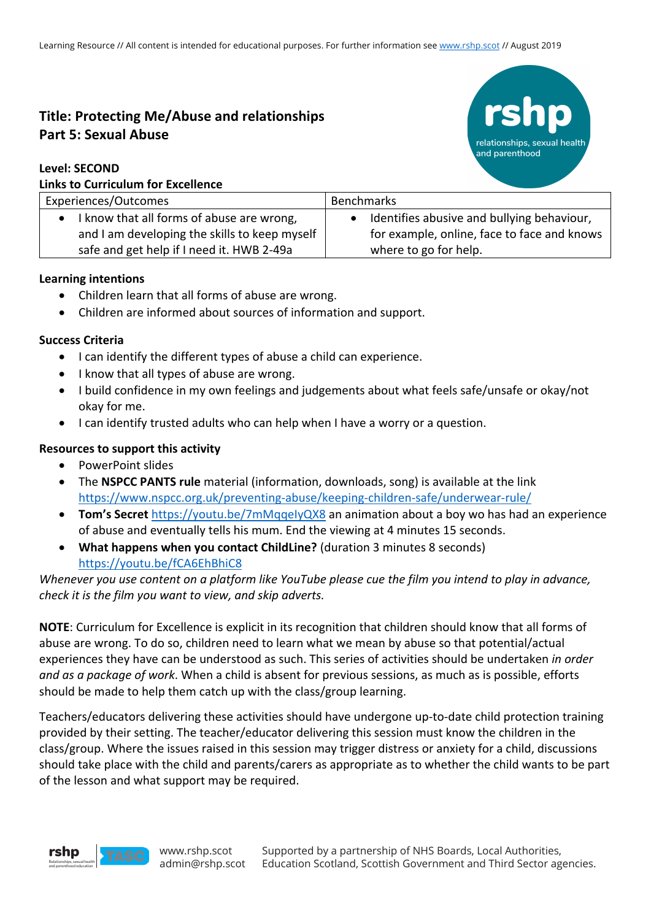# Title: Protecting Me/Abuse and relationships
## Part 5: Sexual Abuse

**Level: SECOND**

**Links to Curriculum for Excellence**

| Experiences/Outcomes | Benchmarks |
|---|---|
| • I know that all forms of abuse are wrong, and I am developing the skills to keep myself safe and get help if I need it. HWB 2-49a | • Identifies abusive and bullying behaviour, for example, online, face to face and knows where to go for help. |

**Learning intentions**

- Children learn that all forms of abuse are wrong.
- Children are informed about sources of information and support.

**Success Criteria**

- I can identify the different types of abuse a child can experience.
- I know that all types of abuse are wrong.
- I build confidence in my own feelings and judgements about what feels safe/unsafe or okay/not okay for me.
- I can identify trusted adults who can help when I have a worry or a question.

**Resources to support this activity**

- PowerPoint slides
- The **NSPCC PANTS rule** material (information, downloads, song) is available at the link https://www.nspcc.org.uk/preventing-abuse/keeping-children-safe/underwear-rule/
- **Tom's Secret** https://youtu.be/7mMqqeIyQX8 an animation about a boy wo has had an experience of abuse and eventually tells his mum. End the viewing at 4 minutes 15 seconds.
- **What happens when you contact ChildLine?** (duration 3 minutes 8 seconds) https://youtu.be/fCA6EhBhiC8

*Whenever you use content on a platform like YouTube please cue the film you intend to play in advance, check it is the film you want to view, and skip adverts.*

**NOTE**: Curriculum for Excellence is explicit in its recognition that children should know that all forms of abuse are wrong. To do so, children need to learn what we mean by abuse so that potential/actual experiences they have can be understood as such. This series of activities should be undertaken *in order and as a package of work*. When a child is absent for previous sessions, as much as is possible, efforts should be made to help them catch up with the class/group learning.

Teachers/educators delivering these activities should have undergone up-to-date child protection training provided by their setting. The teacher/educator delivering this session must know the children in the class/group. Where the issues raised in this session may trigger distress or anxiety for a child, discussions should take place with the child and parents/carers as appropriate as to whether the child wants to be part of the lesson and what support may be required.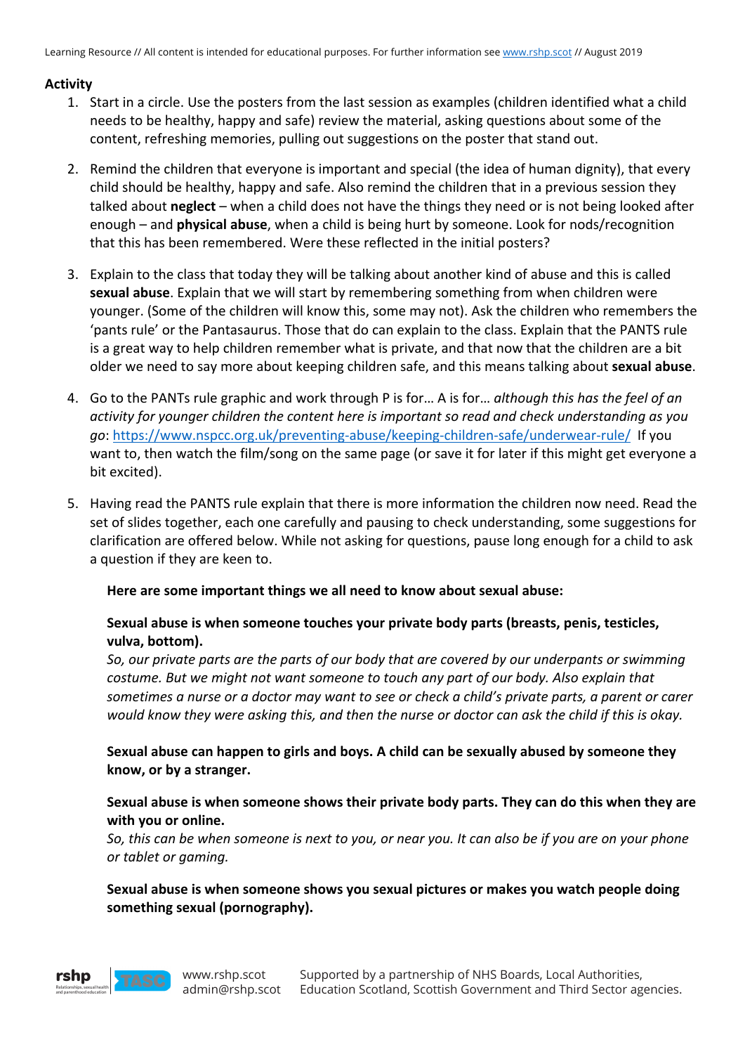**Activity**

1. Start in a circle. Use the posters from the last session as examples (children identified what a child needs to be healthy, happy and safe) review the material, asking questions about some of the content, refreshing memories, pulling out suggestions on the poster that stand out.

2. Remind the children that everyone is important and special (the idea of human dignity), that every child should be healthy, happy and safe. Also remind the children that in a previous session they talked about **neglect** – when a child does not have the things they need or is not being looked after enough – and **physical abuse**, when a child is being hurt by someone. Look for nods/recognition that this has been remembered. Were these reflected in the initial posters?

3. Explain to the class that today they will be talking about another kind of abuse and this is called **sexual abuse**. Explain that we will start by remembering something from when children were younger. (Some of the children will know this, some may not). Ask the children who remembers the 'pants rule' or the Pantasaurus. Those that do can explain to the class. Explain that the PANTS rule is a great way to help children remember what is private, and that now that the children are a bit older we need to say more about keeping children safe, and this means talking about **sexual abuse**.

4. Go to the PANTs rule graphic and work through P is for… A is for… *although this has the feel of an activity for younger children the content here is important so read and check understanding as you go*: https://www.nspcc.org.uk/preventing-abuse/keeping-children-safe/underwear-rule/ If you want to, then watch the film/song on the same page (or save it for later if this might get everyone a bit excited).

5. Having read the PANTS rule explain that there is more information the children now need. Read the set of slides together, each one carefully and pausing to check understanding, some suggestions for clarification are offered below. While not asking for questions, pause long enough for a child to ask a question if they are keen to.

   **Here are some important things we all need to know about sexual abuse:**

   **Sexual abuse is when someone touches your private body parts (breasts, penis, testicles, vulva, bottom).**
   *So, our private parts are the parts of our body that are covered by our underpants or swimming costume. But we might not want someone to touch any part of our body. Also explain that sometimes a nurse or a doctor may want to see or check a child's private parts, a parent or carer would know they were asking this, and then the nurse or doctor can ask the child if this is okay.*

   **Sexual abuse can happen to girls and boys. A child can be sexually abused by someone they know, or by a stranger.**

   **Sexual abuse is when someone shows their private body parts. They can do this when they are with you or online.**
   *So, this can be when someone is next to you, or near you. It can also be if you are on your phone or tablet or gaming.*

   **Sexual abuse is when someone shows you sexual pictures or makes you watch people doing something sexual (pornography).**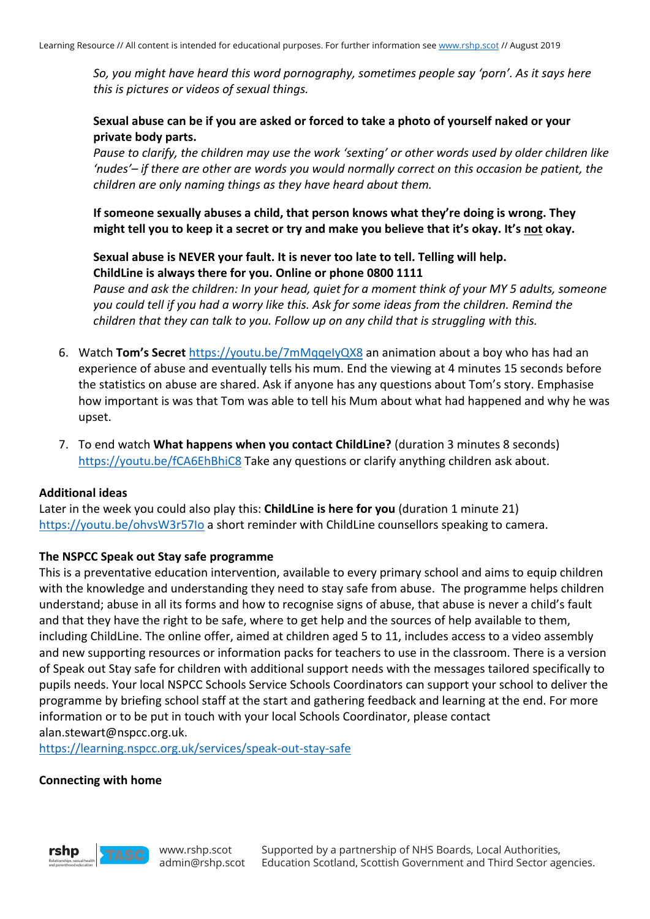*So, you might have heard this word pornography, sometimes people say 'porn'. As it says here this is pictures or videos of sexual things.*

**Sexual abuse can be if you are asked or forced to take a photo of yourself naked or your private body parts.**
*Pause to clarify, the children may use the work 'sexting' or other words used by older children like 'nudes'– if there are other are words you would normally correct on this occasion be patient, the children are only naming things as they have heard about them.*

**If someone sexually abuses a child, that person knows what they're doing is wrong. They might tell you to keep it a secret or try and make you believe that it's okay. It's <u>not</u> okay.**

**Sexual abuse is NEVER your fault. It is never too late to tell. Telling will help.**
**ChildLine is always there for you. Online or phone 0800 1111**
*Pause and ask the children: In your head, quiet for a moment think of your MY 5 adults, someone you could tell if you had a worry like this. Ask for some ideas from the children. Remind the children that they can talk to you. Follow up on any child that is struggling with this.*

6. Watch **Tom's Secret** https://youtu.be/7mMqqeIyQX8 an animation about a boy who has had an experience of abuse and eventually tells his mum. End the viewing at 4 minutes 15 seconds before the statistics on abuse are shared. Ask if anyone has any questions about Tom's story. Emphasise how important is was that Tom was able to tell his Mum about what had happened and why he was upset.

7. To end watch **What happens when you contact ChildLine?** (duration 3 minutes 8 seconds) https://youtu.be/fCA6EhBhiC8 Take any questions or clarify anything children ask about.

**Additional ideas**
Later in the week you could also play this: **ChildLine is here for you** (duration 1 minute 21) https://youtu.be/ohvsW3r57Io a short reminder with ChildLine counsellors speaking to camera.

**The NSPCC Speak out Stay safe programme**
This is a preventative education intervention, available to every primary school and aims to equip children with the knowledge and understanding they need to stay safe from abuse. The programme helps children understand; abuse in all its forms and how to recognise signs of abuse, that abuse is never a child's fault and that they have the right to be safe, where to get help and the sources of help available to them, including ChildLine. The online offer, aimed at children aged 5 to 11, includes access to a video assembly and new supporting resources or information packs for teachers to use in the classroom. There is a version of Speak out Stay safe for children with additional support needs with the messages tailored specifically to pupils needs. Your local NSPCC Schools Service Schools Coordinators can support your school to deliver the programme by briefing school staff at the start and gathering feedback and learning at the end. For more information or to be put in touch with your local Schools Coordinator, please contact alan.stewart@nspcc.org.uk.
https://learning.nspcc.org.uk/services/speak-out-stay-safe

**Connecting with home**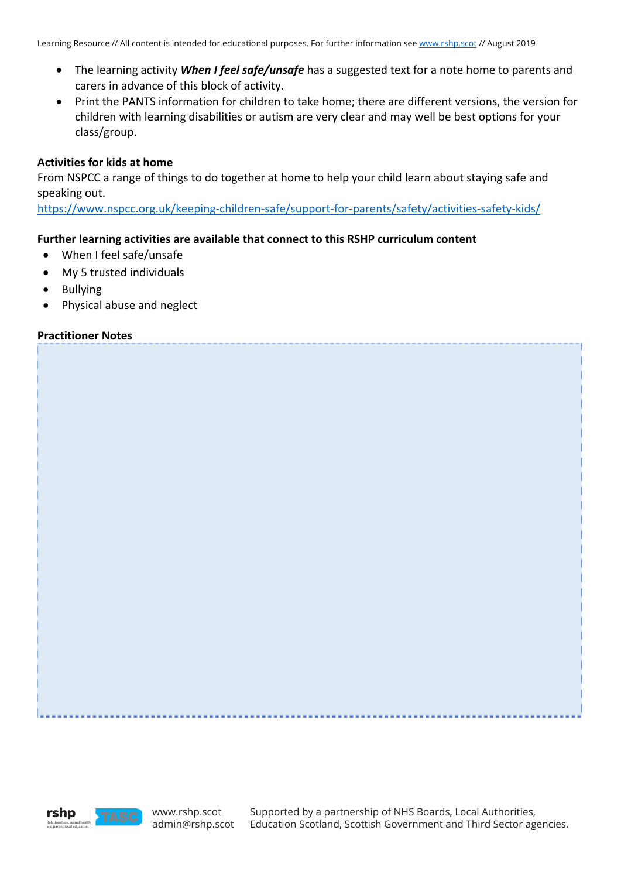- The learning activity ***When I feel safe/unsafe*** has a suggested text for a note home to parents and carers in advance of this block of activity.
- Print the PANTS information for children to take home; there are different versions, the version for children with learning disabilities or autism are very clear and may well be best options for your class/group.

**Activities for kids at home**

From NSPCC a range of things to do together at home to help your child learn about staying safe and speaking out.

https://www.nspcc.org.uk/keeping-children-safe/support-for-parents/safety/activities-safety-kids/

**Further learning activities are available that connect to this RSHP curriculum content**

- When I feel safe/unsafe
- My 5 trusted individuals
- Bullying
- Physical abuse and neglect

**Practitioner Notes**